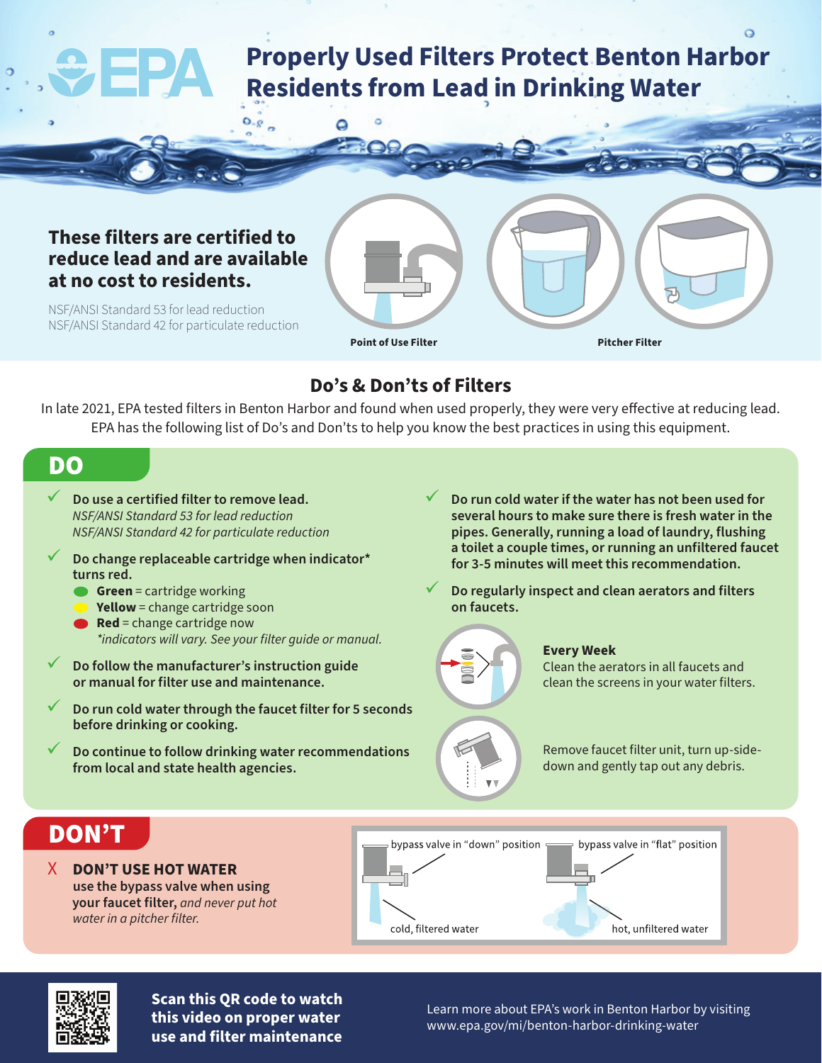# Properly Used Filters Protect Benton Harbor Residents from Lead in Drinking Water

**These filters are certified to reduce lead and are available at no cost to residents.**

NSF/ANSI Standard 53 for lead reduction
NSF/ANSI Standard 42 for particulate reduction

Point of Use Filter

Pitcher Filter

## Do's & Don'ts of Filters

In late 2021, EPA tested filters in Benton Harbor and found when used properly, they were very effective at reducing lead. EPA has the following list of Do's and Don'ts to help you know the best practices in using this equipment.

## DO

- ✓ **Do use a certified filter to remove lead.**
  *NSF/ANSI Standard 53 for lead reduction*
  *NSF/ANSI Standard 42 for particulate reduction*
- ✓ **Do change replaceable cartridge when indicator\* turns red.**
  - **Green** = cartridge working
  - **Yellow** = change cartridge soon
  - **Red** = change cartridge now

  *\*indicators will vary. See your filter guide or manual.*
- ✓ **Do follow the manufacturer's instruction guide or manual for filter use and maintenance.**
- ✓ **Do run cold water through the faucet filter for 5 seconds before drinking or cooking.**
- ✓ **Do continue to follow drinking water recommendations from local and state health agencies.**
- ✓ **Do run cold water if the water has not been used for several hours to make sure there is fresh water in the pipes. Generally, running a load of laundry, flushing a toilet a couple times, or running an unfiltered faucet for 3-5 minutes will meet this recommendation.**
- ✓ **Do regularly inspect and clean aerators and filters on faucets.**

**Every Week**
Clean the aerators in all faucets and clean the screens in your water filters.

Remove faucet filter unit, turn up-side-down and gently tap out any debris.

## DON'T

X **DON'T USE HOT WATER**
**use the bypass valve when using your faucet filter,** *and never put hot water in a pitcher filter.*

bypass valve in "down" position — cold, filtered water

bypass valve in "flat" position — hot, unfiltered water

**Scan this QR code to watch this video on proper water use and filter maintenance**

Learn more about EPA's work in Benton Harbor by visiting www.epa.gov/mi/benton-harbor-drinking-water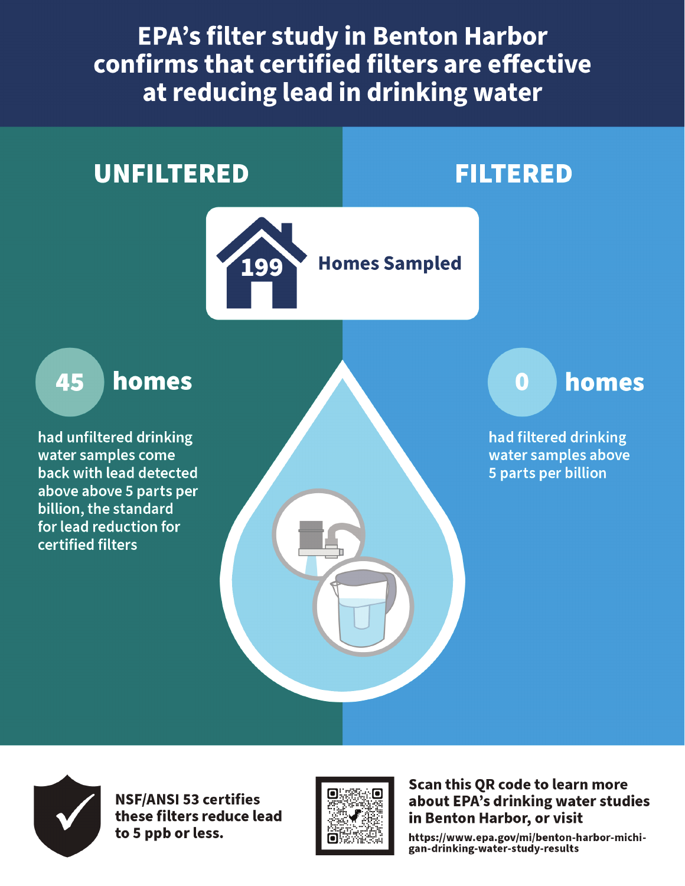# EPA's filter study in Benton Harbor confirms that certified filters are effective at reducing lead in drinking water

## UNFILTERED

## FILTERED

**199** Homes Sampled

**45 homes**

had unfiltered drinking water samples come back with lead detected above above 5 parts per billion, the standard for lead reduction for certified filters

**0 homes**

had filtered drinking water samples above 5 parts per billion

**NSF/ANSI 53 certifies these filters reduce lead to 5 ppb or less.**

**Scan this QR code to learn more about EPA's drinking water studies in Benton Harbor, or visit**

https://www.epa.gov/mi/benton-harbor-michigan-drinking-water-study-results